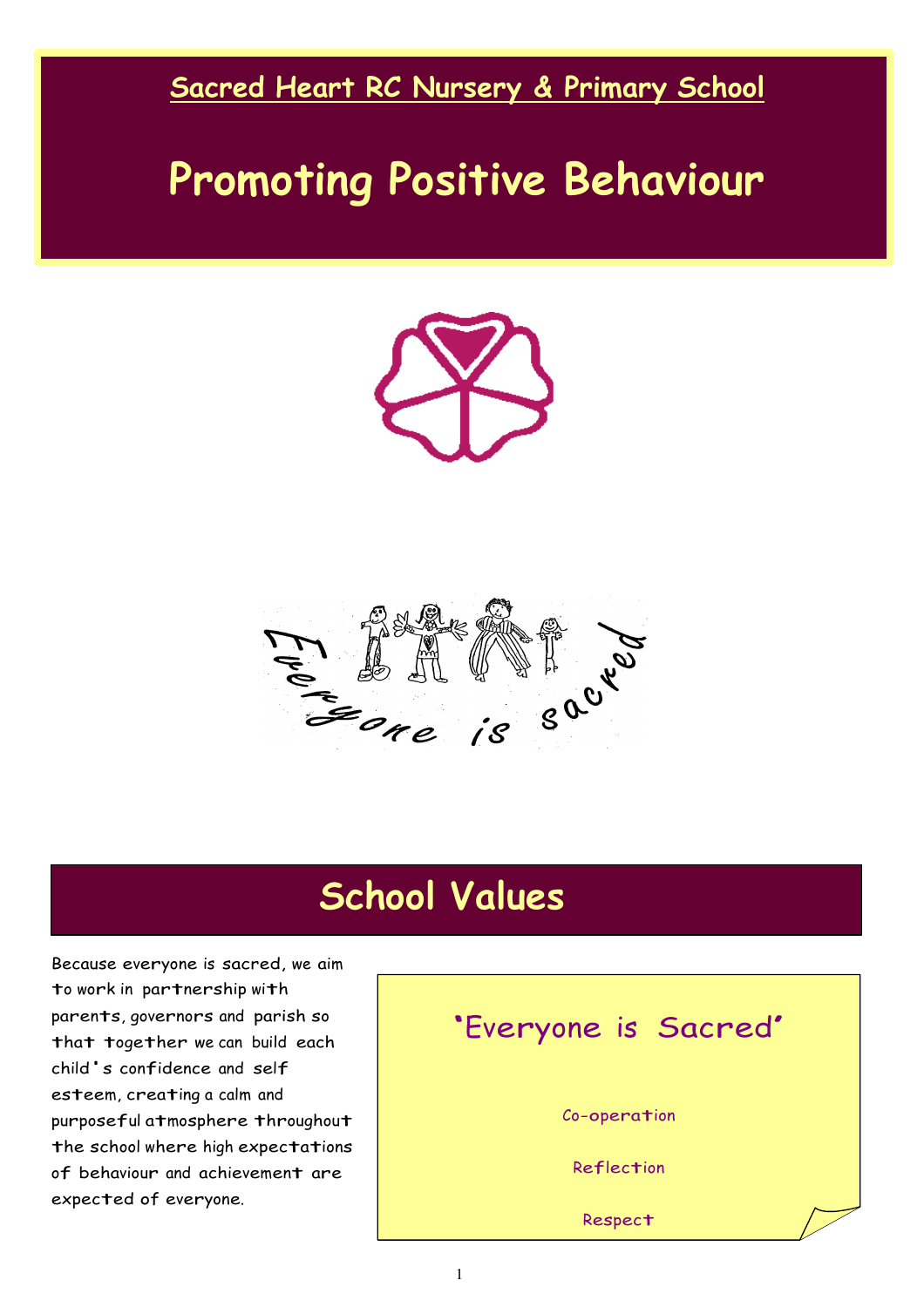**Sacred Heart RC Nursery & Primary School**

# Promoting Positive Behaviour

Everyone is sacred

## School Values

Because everyone is sacred, we aim to work in partnership with parents, governors and parish so that together we can build each child's confidence and self esteem, creating a calm and purposeful atmosphere throughout the school where high expectations of behaviour and achievement are expected of everyone.

'Everyone is Sacred'

Co-operation

Reflection

Respect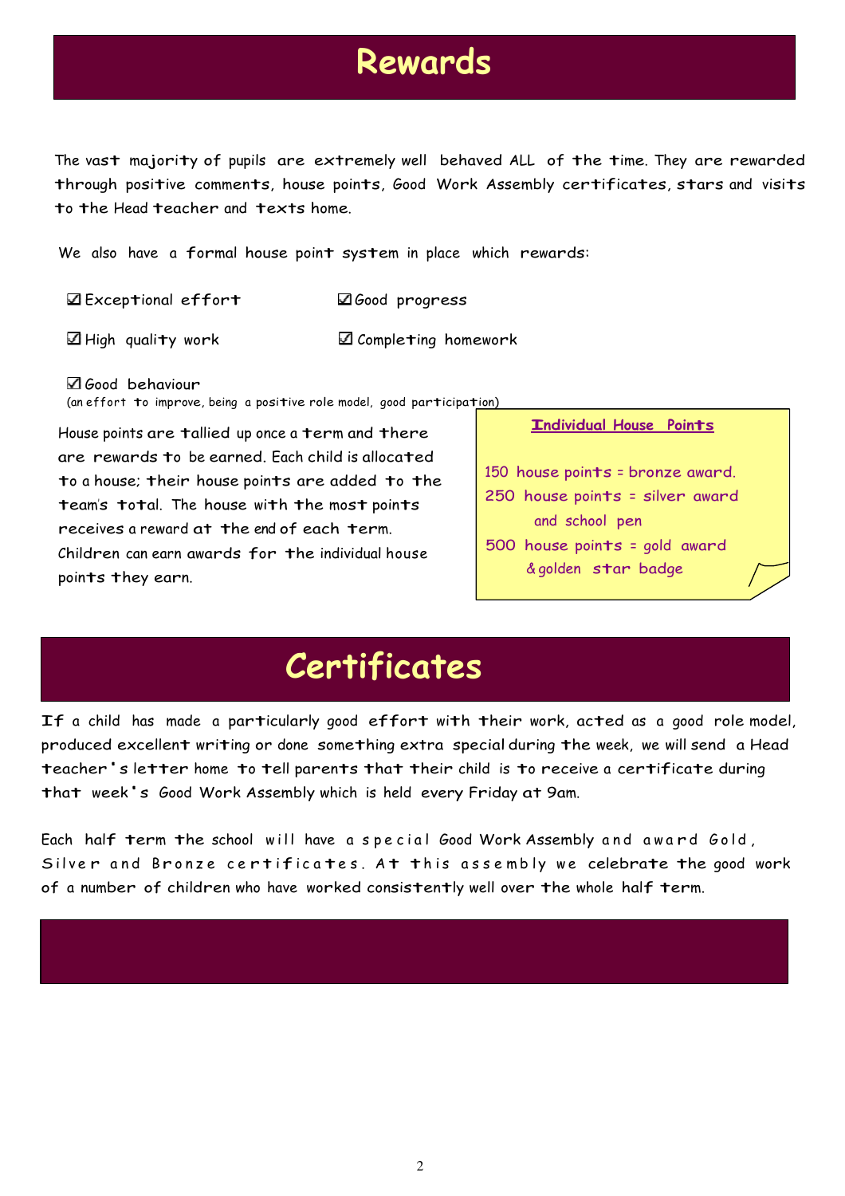# Rewards

The vast majority of pupils are extremely well behaved ALL of the time. They are rewarded through positive comments, house points, Good Work Assembly certificates, stars and visits to the Head teacher and texts home.

We also have a formal house point system in place which rewards:

- ☑ Exceptional effort
- ☑ Good progress
- ☑ High quality work
- ☑ Completing homework
- ☑ Good behaviour (an effort to improve, being a positive role model, good participation)

House points are tallied up once a term and there are rewards to be earned. Each child is allocated to a house; their house points are added to the team's total. The house with the most points receives a reward at the end of each term. Children can earn awards for the individual house points they earn.

**Individual House Points**

150 house points = bronze award.

250 house points = silver award and school pen

500 house points = gold award & golden star badge

# Certificates

If a child has made a particularly good effort with their work, acted as a good role model, produced excellent writing or done something extra special during the week, we will send a Head teacher's letter home to tell parents that their child is to receive a certificate during that week's Good Work Assembly which is held every Friday at 9am.

Each half term the school will have a special Good Work Assembly and award Gold, Silver and Bronze certificates. At this assembly we celebrate the good work of a number of children who have worked consistently well over the whole half term.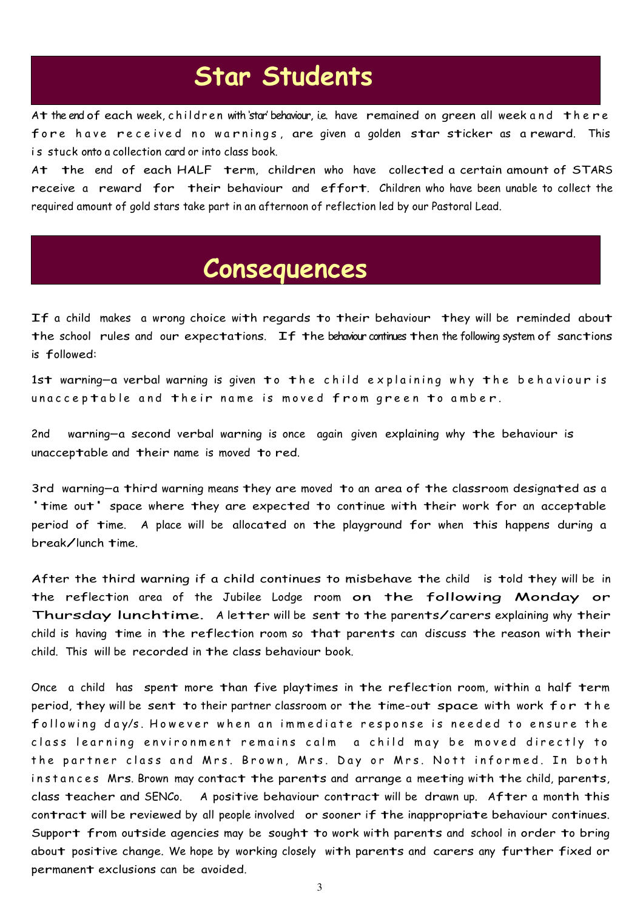# Star Students

At the end of each week, children with 'star' behaviour, i.e. have remained on green all week and there fore have received no warnings, are given a golden star sticker as a reward. This is stuck onto a collection card or into class book.

At the end of each HALF term, children who have collected a certain amount of STARS receive a reward for their behaviour and effort. Children who have been unable to collect the required amount of gold stars take part in an afternoon of reflection led by our Pastoral Lead.

# Consequences

If a child makes a wrong choice with regards to their behaviour they will be reminded about the school rules and our expectations. If the behaviour continues then the following system of sanctions is followed:

1st warning—a verbal warning is given to the child explaining why the behaviour is unacceptable and their name is moved from green to amber.

2nd warning—a second verbal warning is once again given explaining why the behaviour is unacceptable and their name is moved to red.

3rd warning—a third warning means they are moved to an area of the classroom designated as a 'time out' space where they are expected to continue with their work for an acceptable period of time. A place will be allocated on the playground for when this happens during a break/lunch time.

After the third warning if a child continues to misbehave the child is told they will be in the reflection area of the Jubilee Lodge room **on the following Monday or Thursday lunchtime.** A letter will be sent to the parents/carers explaining why their child is having time in the reflection room so that parents can discuss the reason with their child. This will be recorded in the class behaviour book.

Once a child has spent more than five playtimes in the reflection room, within a half term period, they will be sent to their partner classroom or the time-out space with work for the following day/s. However when an immediate response is needed to ensure the class learning environment remains calm a child may be moved directly to the partner class and Mrs. Brown, Mrs. Day or Mrs. Nott informed. In both instances Mrs. Brown may contact the parents and arrange a meeting with the child, parents, class teacher and SENCo. A positive behaviour contract will be drawn up. After a month this contract will be reviewed by all people involved or sooner if the inappropriate behaviour continues. Support from outside agencies may be sought to work with parents and school in order to bring about positive change. We hope by working closely with parents and carers any further fixed or permanent exclusions can be avoided.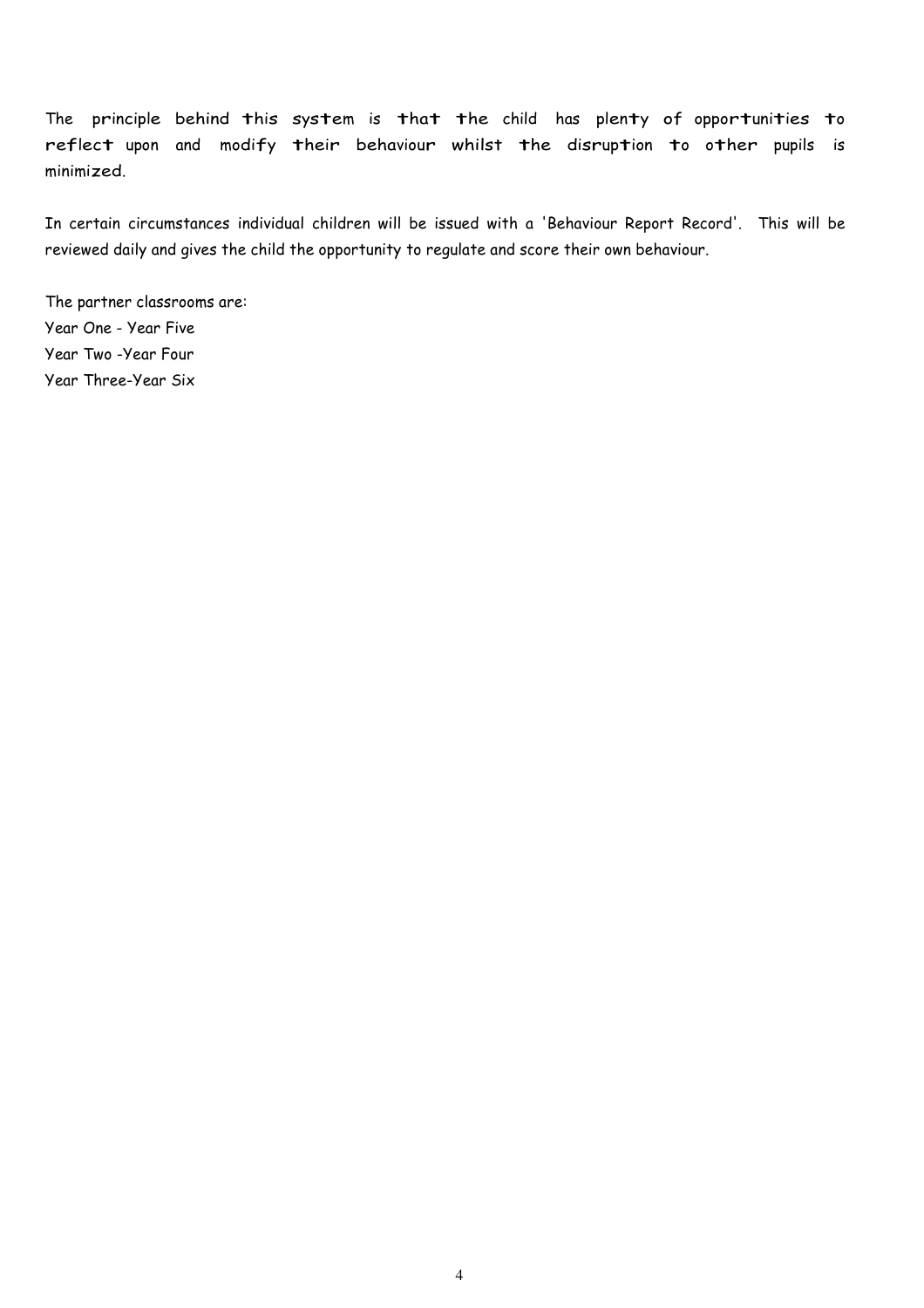The principle behind this system is that the child has plenty of opportunities to reflect upon and modify their behaviour whilst the disruption to other pupils is minimized.

In certain circumstances individual children will be issued with a 'Behaviour Report Record'. This will be reviewed daily and gives the child the opportunity to regulate and score their own behaviour.

The partner classrooms are:  
Year One - Year Five  
Year Two -Year Four  
Year Three-Year Six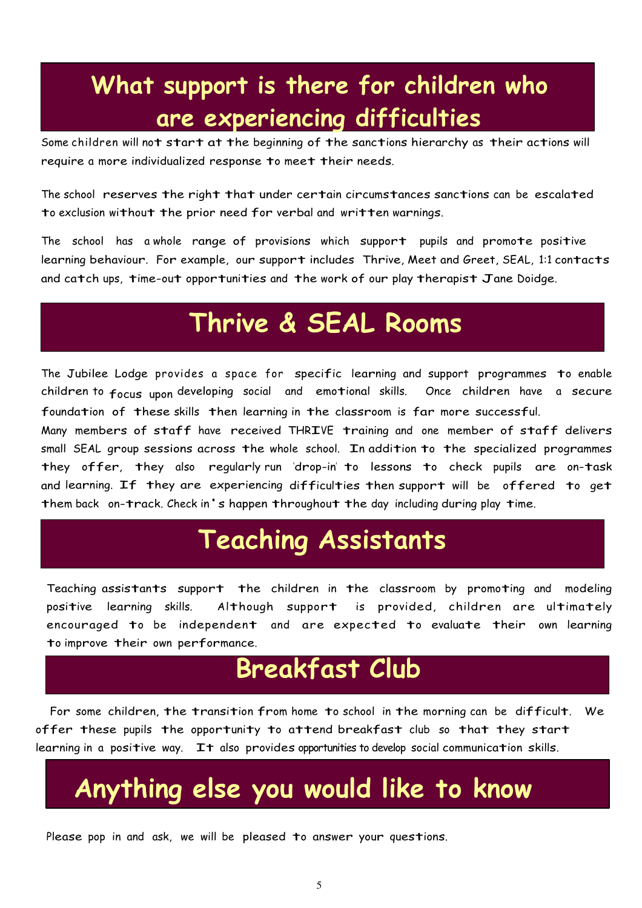## What support is there for children who are experiencing difficulties

Some children will not start at the beginning of the sanctions hierarchy as their actions will require a more individualized response to meet their needs.

The school reserves the right that under certain circumstances sanctions can be escalated to exclusion without the prior need for verbal and written warnings.

The school has a whole range of provisions which support pupils and promote positive learning behaviour. For example, our support includes Thrive, Meet and Greet, SEAL, 1:1 contacts and catch ups, time-out opportunities and the work of our play therapist Jane Doidge.

## Thrive & SEAL Rooms

The Jubilee Lodge provides a space for specific learning and support programmes to enable children to focus upon developing social and emotional skills. Once children have a secure foundation of these skills then learning in the classroom is far more successful.

Many members of staff have received THRIVE training and one member of staff delivers small SEAL group sessions across the whole school. In addition to the specialized programmes they offer, they also regularly run 'drop-in' to lessons to check pupils are on-task and learning. If they are experiencing difficulties then support will be offered to get them back on-track. Check in's happen throughout the day including during play time.

## Teaching Assistants

Teaching assistants support the children in the classroom by promoting and modeling positive learning skills. Although support is provided, children are ultimately encouraged to be independent and are expected to evaluate their own learning to improve their own performance.

## Breakfast Club

For some children, the transition from home to school in the morning can be difficult. We offer these pupils the opportunity to attend breakfast club so that they start learning in a positive way. It also provides opportunities to develop social communication skills.

## Anything else you would like to know

Please pop in and ask, we will be pleased to answer your questions.